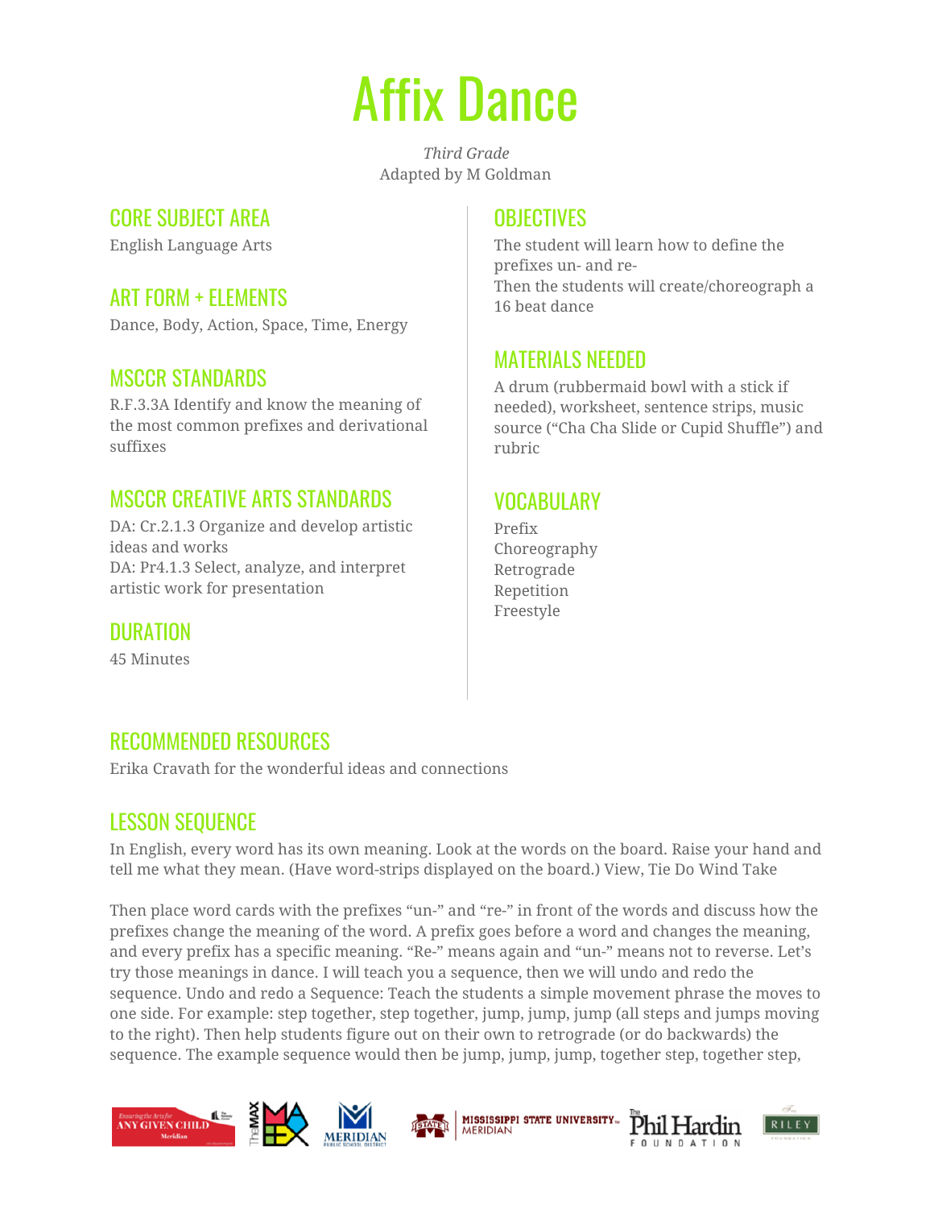# Affix Dance

*Third Grade*
Adapted by M Goldman

## CORE SUBJECT AREA

English Language Arts

## ART FORM + ELEMENTS

Dance, Body, Action, Space, Time, Energy

## MSCCR STANDARDS

R.F.3.3A Identify and know the meaning of the most common prefixes and derivational suffixes

## MSCCR CREATIVE ARTS STANDARDS

DA: Cr.2.1.3 Organize and develop artistic ideas and works
DA: Pr4.1.3 Select, analyze, and interpret artistic work for presentation

## DURATION

45 Minutes

## OBJECTIVES

The student will learn how to define the prefixes un- and re-
Then the students will create/choreograph a 16 beat dance

## MATERIALS NEEDED

A drum (rubbermaid bowl with a stick if needed), worksheet, sentence strips, music source ("Cha Cha Slide or Cupid Shuffle") and rubric

## VOCABULARY

Prefix
Choreography
Retrograde
Repetition
Freestyle

## RECOMMENDED RESOURCES

Erika Cravath for the wonderful ideas and connections

## LESSON SEQUENCE

In English, every word has its own meaning. Look at the words on the board. Raise your hand and tell me what they mean. (Have word-strips displayed on the board.) View, Tie Do Wind Take

Then place word cards with the prefixes "un-" and "re-" in front of the words and discuss how the prefixes change the meaning of the word. A prefix goes before a word and changes the meaning, and every prefix has a specific meaning. "Re-" means again and "un-" means not to reverse. Let's try those meanings in dance. I will teach you a sequence, then we will undo and redo the sequence. Undo and redo a Sequence: Teach the students a simple movement phrase the moves to one side. For example: step together, step together, jump, jump, jump (all steps and jumps moving to the right). Then help students figure out on their own to retrograde (or do backwards) the sequence. The example sequence would then be jump, jump, jump, together step, together step,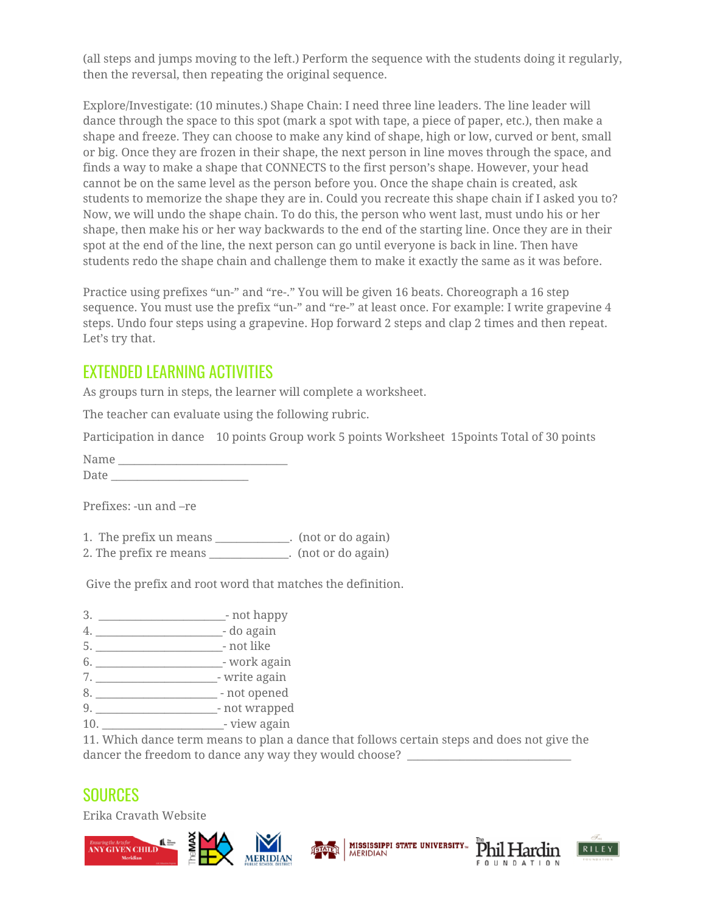(all steps and jumps moving to the left.) Perform the sequence with the students doing it regularly, then the reversal, then repeating the original sequence.

Explore/Investigate: (10 minutes.) Shape Chain: I need three line leaders. The line leader will dance through the space to this spot (mark a spot with tape, a piece of paper, etc.), then make a shape and freeze. They can choose to make any kind of shape, high or low, curved or bent, small or big. Once they are frozen in their shape, the next person in line moves through the space, and finds a way to make a shape that CONNECTS to the first person's shape. However, your head cannot be on the same level as the person before you. Once the shape chain is created, ask students to memorize the shape they are in. Could you recreate this shape chain if I asked you to? Now, we will undo the shape chain. To do this, the person who went last, must undo his or her shape, then make his or her way backwards to the end of the starting line. Once they are in their spot at the end of the line, the next person can go until everyone is back in line. Then have students redo the shape chain and challenge them to make it exactly the same as it was before.

Practice using prefixes "un-" and "re-." You will be given 16 beats. Choreograph a 16 step sequence. You must use the prefix "un-" and "re-" at least once. For example: I write grapevine 4 steps. Undo four steps using a grapevine. Hop forward 2 steps and clap 2 times and then repeat. Let's try that.

## EXTENDED LEARNING ACTIVITIES

As groups turn in steps, the learner will complete a worksheet.

The teacher can evaluate using the following rubric.

Participation in dance 10 points Group work 5 points Worksheet 15points Total of 30 points

Name ______________________________
Date ________________________

Prefixes: -un and –re

1. The prefix un means ____________. (not or do again)
2. The prefix re means _____________. (not or do again)

Give the prefix and root word that matches the definition.

3. ______________________- not happy
4. ______________________- do again
5. ______________________- not like
6. ______________________- work again
7. _____________________- write again
8. _____________________ - not opened
9. _____________________- not wrapped
10. _____________________- view again
11. Which dance term means to plan a dance that follows certain steps and does not give the dancer the freedom to dance any way they would choose? ____________________________

## SOURCES

Erika Cravath Website